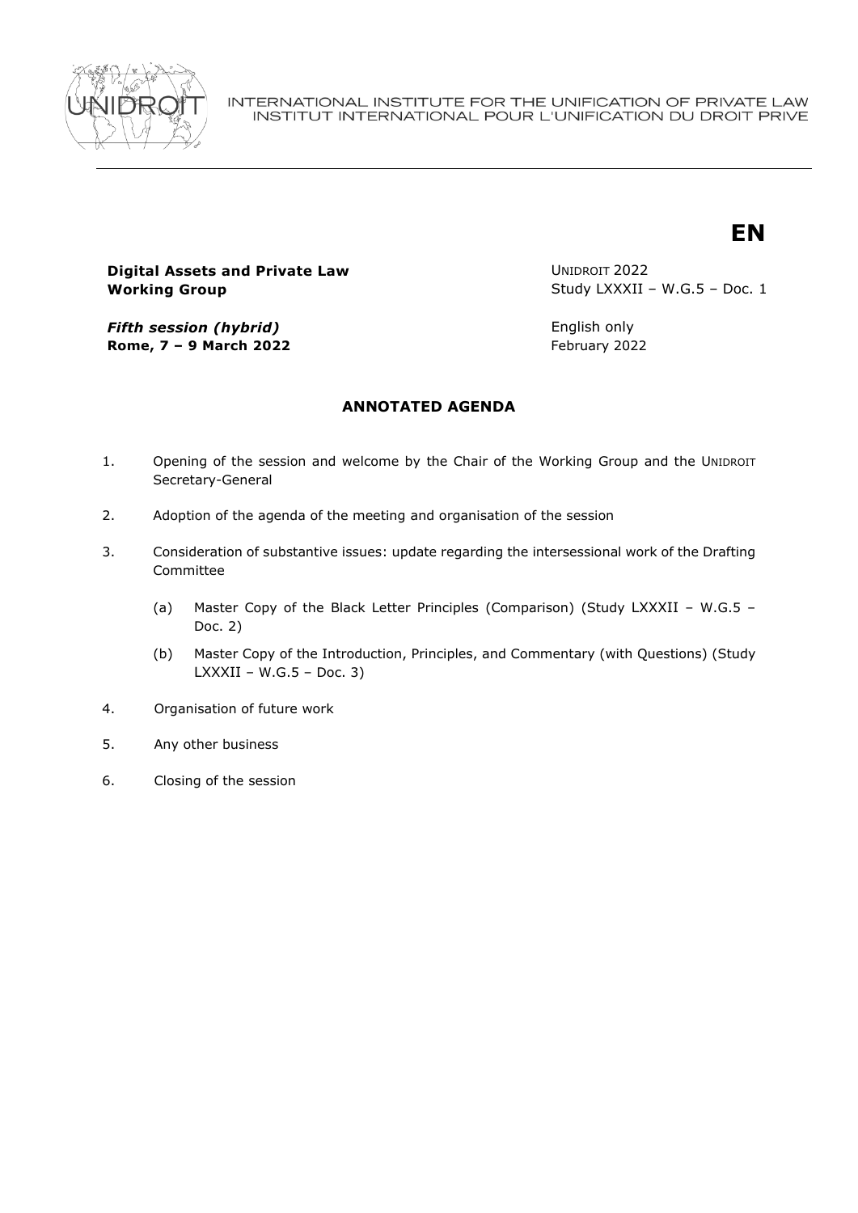INTERNATIONAL INSTITUTE FOR THE UNIFICATION OF PRIVATE LAW
INSTITUT INTERNATIONAL POUR L'UNIFICATION DU DROIT PRIVE

**EN**

**Digital Assets and Private Law Working Group**

***Fifth session (hybrid)***
**Rome, 7 – 9 March 2022**

UNIDROIT 2022
Study LXXXII – W.G.5 – Doc. 1

English only
February 2022

## ANNOTATED AGENDA

1. Opening of the session and welcome by the Chair of the Working Group and the UNIDROIT Secretary-General
2. Adoption of the agenda of the meeting and organisation of the session
3. Consideration of substantive issues: update regarding the intersessional work of the Drafting Committee
   - (a) Master Copy of the Black Letter Principles (Comparison) (Study LXXXII – W.G.5 – Doc. 2)
   - (b) Master Copy of the Introduction, Principles, and Commentary (with Questions) (Study LXXXII – W.G.5 – Doc. 3)
4. Organisation of future work
5. Any other business
6. Closing of the session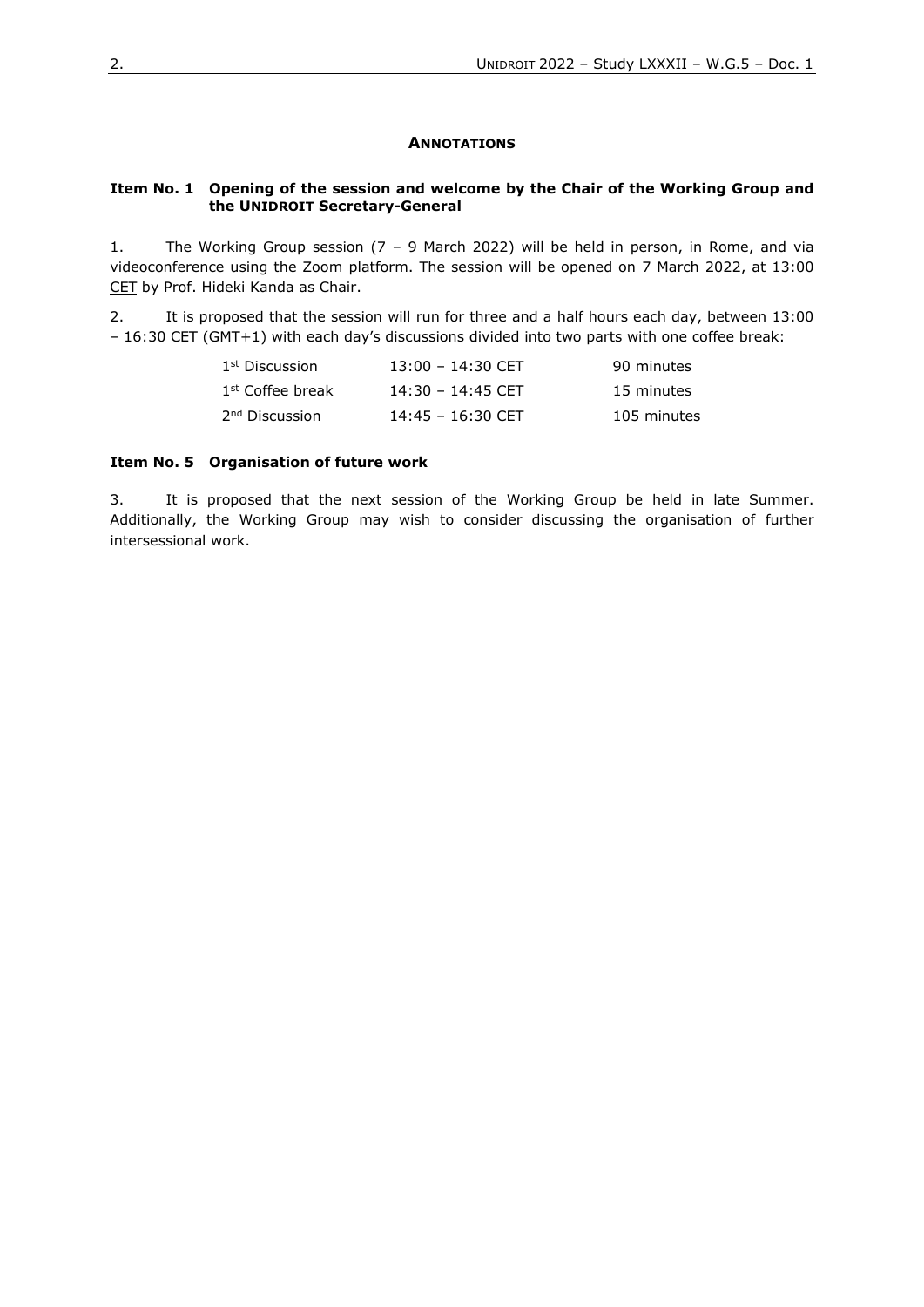## ANNOTATIONS

### Item No. 1 Opening of the session and welcome by the Chair of the Working Group and the UNIDROIT Secretary-General

1. The Working Group session (7 – 9 March 2022) will be held in person, in Rome, and via videoconference using the Zoom platform. The session will be opened on 7 March 2022, at 13:00 CET by Prof. Hideki Kanda as Chair.

2. It is proposed that the session will run for three and a half hours each day, between 13:00 – 16:30 CET (GMT+1) with each day's discussions divided into two parts with one coffee break:

| | | |
|---|---|---|
| 1st Discussion | 13:00 – 14:30 CET | 90 minutes |
| 1st Coffee break | 14:30 – 14:45 CET | 15 minutes |
| 2nd Discussion | 14:45 – 16:30 CET | 105 minutes |

### Item No. 5 Organisation of future work

3. It is proposed that the next session of the Working Group be held in late Summer. Additionally, the Working Group may wish to consider discussing the organisation of further intersessional work.